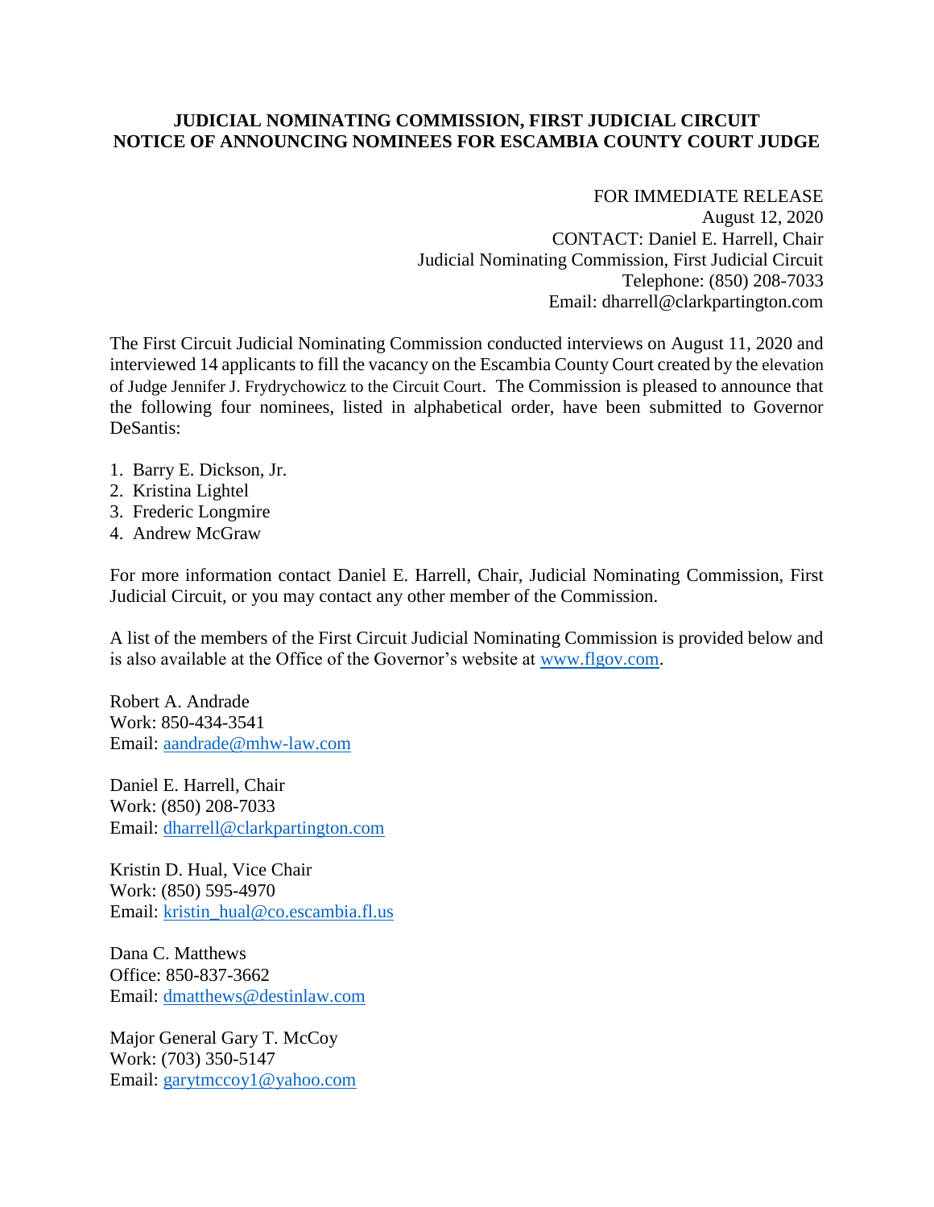**JUDICIAL NOMINATING COMMISSION, FIRST JUDICIAL CIRCUIT**
**NOTICE OF ANNOUNCING NOMINEES FOR ESCAMBIA COUNTY COURT JUDGE**

FOR IMMEDIATE RELEASE
August 12, 2020
CONTACT: Daniel E. Harrell, Chair
Judicial Nominating Commission, First Judicial Circuit
Telephone: (850) 208-7033
Email: dharrell@clarkpartington.com

The First Circuit Judicial Nominating Commission conducted interviews on August 11, 2020 and interviewed 14 applicants to fill the vacancy on the Escambia County Court created by the elevation of Judge Jennifer J. Frydrychowicz to the Circuit Court. The Commission is pleased to announce that the following four nominees, listed in alphabetical order, have been submitted to Governor DeSantis:

1. Barry E. Dickson, Jr.
2. Kristina Lightel
3. Frederic Longmire
4. Andrew McGraw

For more information contact Daniel E. Harrell, Chair, Judicial Nominating Commission, First Judicial Circuit, or you may contact any other member of the Commission.

A list of the members of the First Circuit Judicial Nominating Commission is provided below and is also available at the Office of the Governor's website at www.flgov.com.

Robert A. Andrade
Work: 850-434-3541
Email: aandrade@mhw-law.com

Daniel E. Harrell, Chair
Work: (850) 208-7033
Email: dharrell@clarkpartington.com

Kristin D. Hual, Vice Chair
Work: (850) 595-4970
Email: kristin_hual@co.escambia.fl.us

Dana C. Matthews
Office: 850-837-3662
Email: dmatthews@destinlaw.com

Major General Gary T. McCoy
Work: (703) 350-5147
Email: garytmccoy1@yahoo.com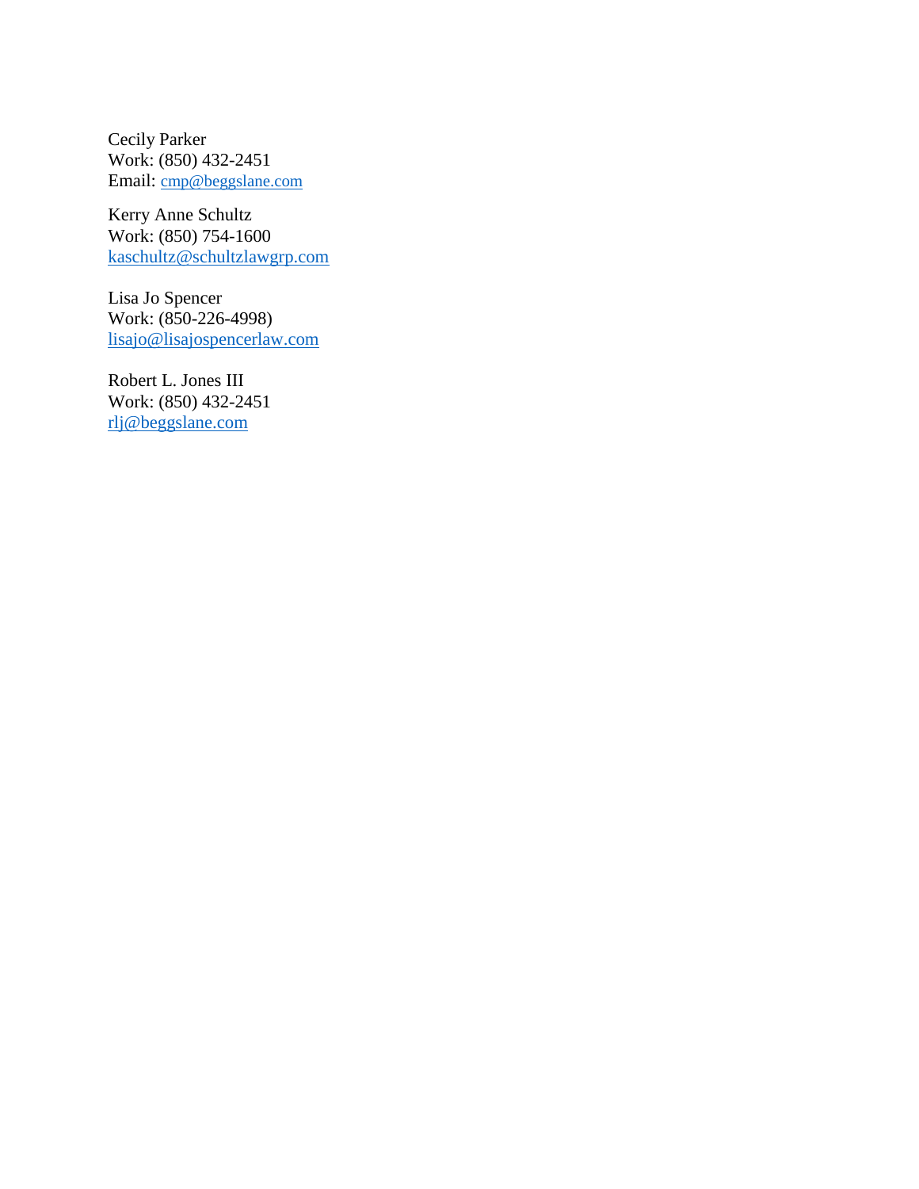Cecily Parker
Work: (850) 432-2451
Email: cmp@beggslane.com

Kerry Anne Schultz
Work: (850) 754-1600
kaschultz@schultzlawgrp.com

Lisa Jo Spencer
Work: (850-226-4998)
lisajo@lisajospencerlaw.com

Robert L. Jones III
Work: (850) 432-2451
rlj@beggslane.com